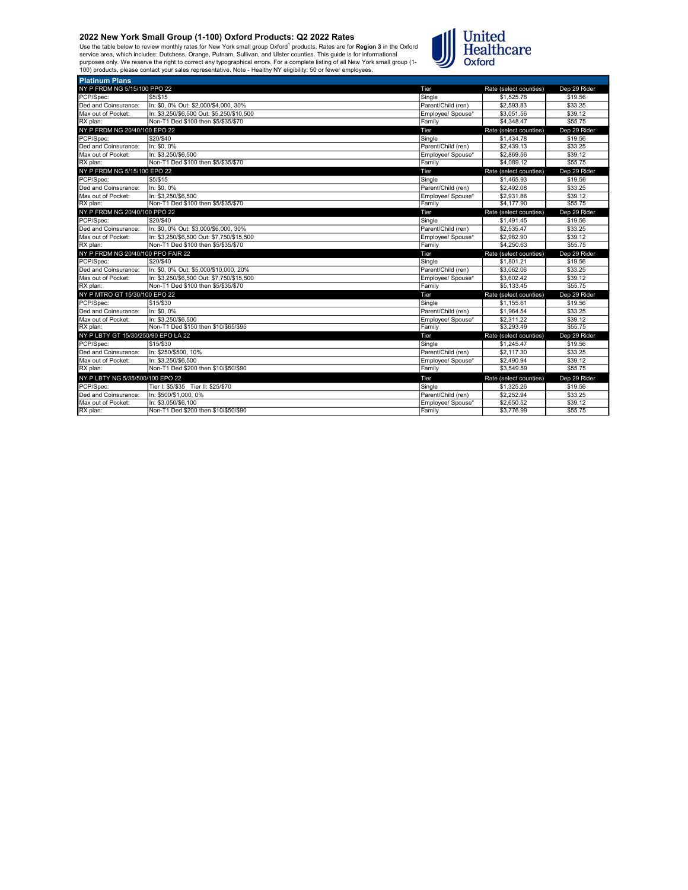## 2022 New York Small Group (1-100) Oxford Products: Q2 2022 Rates

Use the table below to review monthly rates for New York small group Oxford[1] products. Rates are for **Region 3** in the Oxford service area, which includes: Dutchess, Orange, Putnam, Sullivan, and Ulster counties. This guide is for informational purposes only. We reserve the right to correct any typographical errors. For a complete listing of all New York small group (1-100) products, please contact your sales representative. Note - Healthy NY eligibility: 50 or fewer employees.

| **Platinum Plans** | | | | |
|---|---|---|---|---|
| **NY P FRDM NG 5/15/100 PPO 22** | | **Tier** | **Rate (select counties)** | **Dep 29 Rider** |
| PCP/Spec: | $5/$15 | Single | $1,525.78 | $19.56 |
| Ded and Coinsurance: | In: $0, 0% Out: $2,000/$4,000, 30% | Parent/Child (ren) | $2,593.83 | $33.25 |
| Max out of Pocket: | In: $3,250/$6,500 Out: $5,250/$10,500 | Employee/ Spouse* | $3,051.56 | $39.12 |
| RX plan: | Non-T1 Ded $100 then $5/$35/$70 | Family | $4,348.47 | $55.75 |
| **NY P FRDM NG 20/40/100 EPO 22** | | **Tier** | **Rate (select counties)** | **Dep 29 Rider** |
| PCP/Spec: | $20/$40 | Single | $1,434.78 | $19.56 |
| Ded and Coinsurance: | In: $0, 0% | Parent/Child (ren) | $2,439.13 | $33.25 |
| Max out of Pocket: | In: $3,250/$6,500 | Employee/ Spouse* | $2,869.56 | $39.12 |
| RX plan: | Non-T1 Ded $100 then $5/$35/$70 | Family | $4,089.12 | $55.75 |
| **NY P FRDM NG 5/15/100 EPO 22** | | **Tier** | **Rate (select counties)** | **Dep 29 Rider** |
| PCP/Spec: | $5/$15 | Single | $1,465.93 | $19.56 |
| Ded and Coinsurance: | In: $0, 0% | Parent/Child (ren) | $2,492.08 | $33.25 |
| Max out of Pocket: | In: $3,250/$6,500 | Employee/ Spouse* | $2,931.86 | $39.12 |
| RX plan: | Non-T1 Ded $100 then $5/$35/$70 | Family | $4,177.90 | $55.75 |
| **NY P FRDM NG 20/40/100 PPO 22** | | **Tier** | **Rate (select counties)** | **Dep 29 Rider** |
| PCP/Spec: | $20/$40 | Single | $1,491.45 | $19.56 |
| Ded and Coinsurance: | In: $0, 0% Out: $3,000/$6,000, 30% | Parent/Child (ren) | $2,535.47 | $33.25 |
| Max out of Pocket: | In: $3,250/$6,500 Out: $7,750/$15,500 | Employee/ Spouse* | $2,982.90 | $39.12 |
| RX plan: | Non-T1 Ded $100 then $5/$35/$70 | Family | $4,250.63 | $55.75 |
| **NY P FRDM NG 20/40/100 PPO FAIR 22** | | **Tier** | **Rate (select counties)** | **Dep 29 Rider** |
| PCP/Spec: | $20/$40 | Single | $1,801.21 | $19.56 |
| Ded and Coinsurance: | In: $0, 0% Out: $5,000/$10,000, 20% | Parent/Child (ren) | $3,062.06 | $33.25 |
| Max out of Pocket: | In: $3,250/$6,500 Out: $7,750/$15,500 | Employee/ Spouse* | $3,602.42 | $39.12 |
| RX plan: | Non-T1 Ded $100 then $5/$35/$70 | Family | $5,133.45 | $55.75 |
| **NY P MTRO GT 15/30/100 EPO 22** | | **Tier** | **Rate (select counties)** | **Dep 29 Rider** |
| PCP/Spec: | $15/$30 | Single | $1,155.61 | $19.56 |
| Ded and Coinsurance: | In: $0, 0% | Parent/Child (ren) | $1,964.54 | $33.25 |
| Max out of Pocket: | In: $3,250/$6,500 | Employee/ Spouse* | $2,311.22 | $39.12 |
| RX plan: | Non-T1 Ded $150 then $10/$65/$95 | Family | $3,293.49 | $55.75 |
| **NY P LBTY GT 15/30/250/90 EPO LA 22** | | **Tier** | **Rate (select counties)** | **Dep 29 Rider** |
| PCP/Spec: | $15/$30 | Single | $1,245.47 | $19.56 |
| Ded and Coinsurance: | In: $250/$500, 10% | Parent/Child (ren) | $2,117.30 | $33.25 |
| Max out of Pocket: | In: $3,250/$6,500 | Employee/ Spouse* | $2,490.94 | $39.12 |
| RX plan: | Non-T1 Ded $200 then $10/$50/$90 | Family | $3,549.59 | $55.75 |
| **NY P LBTY NG 5/35/500/100 EPO 22** | | **Tier** | **Rate (select counties)** | **Dep 29 Rider** |
| PCP/Spec: | Tier I: $5/$35 Tier II: $25/$70 | Single | $1,325.26 | $19.56 |
| Ded and Coinsurance: | In: $500/$1,000, 0% | Parent/Child (ren) | $2,252.94 | $33.25 |
| Max out of Pocket: | In: $3,050/$6,100 | Employee/ Spouse* | $2,650.52 | $39.12 |
| RX plan: | Non-T1 Ded $200 then $10/$50/$90 | Family | $3,776.99 | $55.75 |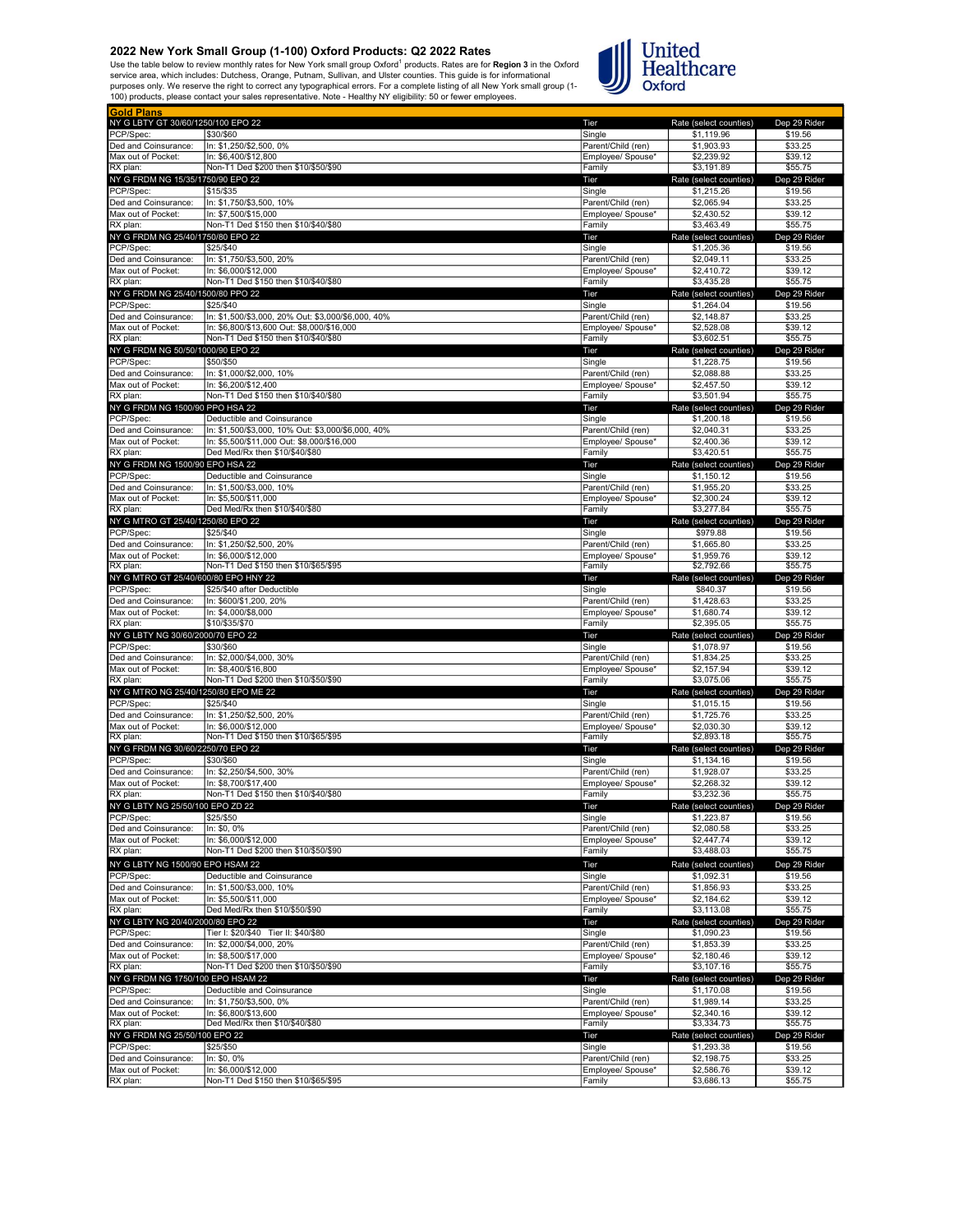## 2022 New York Small Group (1-100) Oxford Products: Q2 2022 Rates

Use the table below to review monthly rates for New York small group Oxford[1] products. Rates are for **Region 3** in the Oxford service area, which includes: Dutchess, Orange, Putnam, Sullivan, and Ulster counties. This guide is for informational purposes only. We reserve the right to correct any typographical errors. For a complete listing of all New York small group (1-100) products, please contact your sales representative. Note - Healthy NY eligibility: 50 or fewer employees.

**Gold Plans**

| NY G LBTY GT 30/60/1250/100 EPO 22 | | Tier | Rate (select counties) | Dep 29 Rider |
|---|---|---|---|---|
| PCP/Spec: | $30/$60 | Single | $1,119.96 | $19.56 |
| Ded and Coinsurance: | In: $1,250/$2,500, 0% | Parent/Child (ren) | $1,903.93 | $33.25 |
| Max out of Pocket: | In: $6,400/$12,800 | Employee/ Spouse* | $2,239.92 | $39.12 |
| RX plan: | Non-T1 Ded $200 then $10/$50/$90 | Family | $3,191.89 | $55.75 |
| **NY G FRDM NG 15/35/1750/90 EPO 22** | | Tier | Rate (select counties) | Dep 29 Rider |
| PCP/Spec: | $15/$35 | Single | $1,215.26 | $19.56 |
| Ded and Coinsurance: | In: $1,750/$3,500, 10% | Parent/Child (ren) | $2,065.94 | $33.25 |
| Max out of Pocket: | In: $7,500/$15,000 | Employee/ Spouse* | $2,430.52 | $39.12 |
| RX plan: | Non-T1 Ded $150 then $10/$40/$80 | Family | $3,463.49 | $55.75 |
| **NY G FRDM NG 25/40/1750/80 EPO 22** | | Tier | Rate (select counties) | Dep 29 Rider |
| PCP/Spec: | $25/$40 | Single | $1,205.36 | $19.56 |
| Ded and Coinsurance: | In: $1,750/$3,500, 20% | Parent/Child (ren) | $2,049.11 | $33.25 |
| Max out of Pocket: | In: $6,000/$12,000 | Employee/ Spouse* | $2,410.72 | $39.12 |
| RX plan: | Non-T1 Ded $150 then $10/$40/$80 | Family | $3,435.28 | $55.75 |
| **NY G FRDM NG 25/40/1500/80 PPO 22** | | Tier | Rate (select counties) | Dep 29 Rider |
| PCP/Spec: | $25/$40 | Single | $1,264.04 | $19.56 |
| Ded and Coinsurance: | In: $1,500/$3,000, 20% Out: $3,000/$6,000, 40% | Parent/Child (ren) | $2,148.87 | $33.25 |
| Max out of Pocket: | In: $6,800/$13,600 Out: $8,000/$16,000 | Employee/ Spouse* | $2,528.08 | $39.12 |
| RX plan: | Non-T1 Ded $150 then $10/$40/$80 | Family | $3,602.51 | $55.75 |
| **NY G FRDM NG 50/50/1000/90 EPO 22** | | Tier | Rate (select counties) | Dep 29 Rider |
| PCP/Spec: | $50/$50 | Single | $1,228.75 | $19.56 |
| Ded and Coinsurance: | In: $1,000/$2,000, 10% | Parent/Child (ren) | $2,088.88 | $33.25 |
| Max out of Pocket: | In: $6,200/$12,400 | Employee/ Spouse* | $2,457.50 | $39.12 |
| RX plan: | Non-T1 Ded $150 then $10/$40/$80 | Family | $3,501.94 | $55.75 |
| **NY G FRDM NG 1500/90 PPO HSA 22** | | Tier | Rate (select counties) | Dep 29 Rider |
| PCP/Spec: | Deductible and Coinsurance | Single | $1,200.18 | $19.56 |
| Ded and Coinsurance: | In: $1,500/$3,000, 10% Out: $3,000/$6,000, 40% | Parent/Child (ren) | $2,040.31 | $33.25 |
| Max out of Pocket: | In: $5,500/$11,000 Out: $8,000/$16,000 | Employee/ Spouse* | $2,400.36 | $39.12 |
| RX plan: | Ded Med/Rx then $10/$40/$80 | Family | $3,420.51 | $55.75 |
| **NY G FRDM NG 1500/90 EPO HSA 22** | | Tier | Rate (select counties) | Dep 29 Rider |
| PCP/Spec: | Deductible and Coinsurance | Single | $1,150.12 | $19.56 |
| Ded and Coinsurance: | In: $1,500/$3,000, 10% | Parent/Child (ren) | $1,955.20 | $33.25 |
| Max out of Pocket: | In: $5,500/$11,000 | Employee/ Spouse* | $2,300.24 | $39.12 |
| RX plan: | Ded Med/Rx then $10/$40/$80 | Family | $3,277.84 | $55.75 |
| **NY G MTRO GT 25/40/1250/80 EPO 22** | | Tier | Rate (select counties) | Dep 29 Rider |
| PCP/Spec: | $25/$40 | Single | $979.88 | $19.56 |
| Ded and Coinsurance: | In: $1,250/$2,500, 20% | Parent/Child (ren) | $1,665.80 | $33.25 |
| Max out of Pocket: | In: $6,000/$12,000 | Employee/ Spouse* | $1,959.76 | $39.12 |
| RX plan: | Non-T1 Ded $150 then $10/$65/$95 | Family | $2,792.66 | $55.75 |
| **NY G MTRO GT 25/40/600/80 EPO HNY 22** | | Tier | Rate (select counties) | Dep 29 Rider |
| PCP/Spec: | $25/$40 after Deductible | Single | $840.37 | $19.56 |
| Ded and Coinsurance: | In: $600/$1,200, 20% | Parent/Child (ren) | $1,428.63 | $33.25 |
| Max out of Pocket: | In: $4,000/$8,000 | Employee/ Spouse* | $1,680.74 | $39.12 |
| RX plan: | $10/$35/$70 | Family | $2,395.05 | $55.75 |
| **NY G LBTY NG 30/60/2000/70 EPO 22** | | Tier | Rate (select counties) | Dep 29 Rider |
| PCP/Spec: | $30/$60 | Single | $1,078.97 | $19.56 |
| Ded and Coinsurance: | In: $2,000/$4,000, 30% | Parent/Child (ren) | $1,834.25 | $33.25 |
| Max out of Pocket: | In: $8,400/$16,800 | Employee/ Spouse* | $2,157.94 | $39.12 |
| RX plan: | Non-T1 Ded $200 then $10/$50/$90 | Family | $3,075.06 | $55.75 |
| **NY G MTRO NG 25/40/1250/80 EPO ME 22** | | Tier | Rate (select counties) | Dep 29 Rider |
| PCP/Spec: | $25/$40 | Single | $1,015.15 | $19.56 |
| Ded and Coinsurance: | In: $1,250/$2,500, 20% | Parent/Child (ren) | $1,725.76 | $33.25 |
| Max out of Pocket: | In: $6,000/$12,000 | Employee/ Spouse* | $2,030.30 | $39.12 |
| RX plan: | Non-T1 Ded $150 then $10/$65/$95 | Family | $2,893.18 | $55.75 |
| **NY G FRDM NG 30/60/2250/70 EPO 22** | | Tier | Rate (select counties) | Dep 29 Rider |
| PCP/Spec: | $30/$60 | Single | $1,134.16 | $19.56 |
| Ded and Coinsurance: | In: $2,250/$4,500, 30% | Parent/Child (ren) | $1,928.07 | $33.25 |
| Max out of Pocket: | In: $8,700/$17,400 | Employee/ Spouse* | $2,268.32 | $39.12 |
| RX plan: | Non-T1 Ded $150 then $10/$40/$80 | Family | $3,232.36 | $55.75 |
| **NY G LBTY NG 25/50/100 EPO ZD 22** | | Tier | Rate (select counties) | Dep 29 Rider |
| PCP/Spec: | $25/$50 | Single | $1,223.87 | $19.56 |
| Ded and Coinsurance: | In: $0, 0% | Parent/Child (ren) | $2,080.58 | $33.25 |
| Max out of Pocket: | In: $6,000/$12,000 | Employee/ Spouse* | $2,447.74 | $39.12 |
| RX plan: | Non-T1 Ded $200 then $10/$50/$90 | Family | $3,488.03 | $55.75 |
| **NY G LBTY NG 1500/90 EPO HSAM 22** | | Tier | Rate (select counties) | Dep 29 Rider |
| PCP/Spec: | Deductible and Coinsurance | Single | $1,092.31 | $19.56 |
| Ded and Coinsurance: | In: $1,500/$3,000, 10% | Parent/Child (ren) | $1,856.93 | $33.25 |
| Max out of Pocket: | In: $5,500/$11,000 | Employee/ Spouse* | $2,184.62 | $39.12 |
| RX plan: | Ded Med/Rx then $10/$50/$90 | Family | $3,113.08 | $55.75 |
| **NY G LBTY NG 20/40/2000/80 EPO 22** | | Tier | Rate (select counties) | Dep 29 Rider |
| PCP/Spec: | Tier I: $20/$40 Tier II: $40/$80 | Single | $1,090.23 | $19.56 |
| Ded and Coinsurance: | In: $2,000/$4,000, 20% | Parent/Child (ren) | $1,853.39 | $33.25 |
| Max out of Pocket: | In: $8,500/$17,000 | Employee/ Spouse* | $2,180.46 | $39.12 |
| RX plan: | Non-T1 Ded $200 then $10/$50/$90 | Family | $3,107.16 | $55.75 |
| **NY G FRDM NG 1750/100 EPO HSAM 22** | | Tier | Rate (select counties) | Dep 29 Rider |
| PCP/Spec: | Deductible and Coinsurance | Single | $1,170.08 | $19.56 |
| Ded and Coinsurance: | In: $1,750/$3,500, 0% | Parent/Child (ren) | $1,989.14 | $33.25 |
| Max out of Pocket: | In: $6,800/$13,600 | Employee/ Spouse* | $2,340.16 | $39.12 |
| RX plan: | Ded Med/Rx then $10/$40/$80 | Family | $3,334.73 | $55.75 |
| **NY G FRDM NG 25/50/100 EPO 22** | | Tier | Rate (select counties) | Dep 29 Rider |
| PCP/Spec: | $25/$50 | Single | $1,293.38 | $19.56 |
| Ded and Coinsurance: | In: $0, 0% | Parent/Child (ren) | $2,198.75 | $33.25 |
| Max out of Pocket: | In: $6,000/$12,000 | Employee/ Spouse* | $2,586.76 | $39.12 |
| RX plan: | Non-T1 Ded $150 then $10/$65/$95 | Family | $3,686.13 | $55.75 |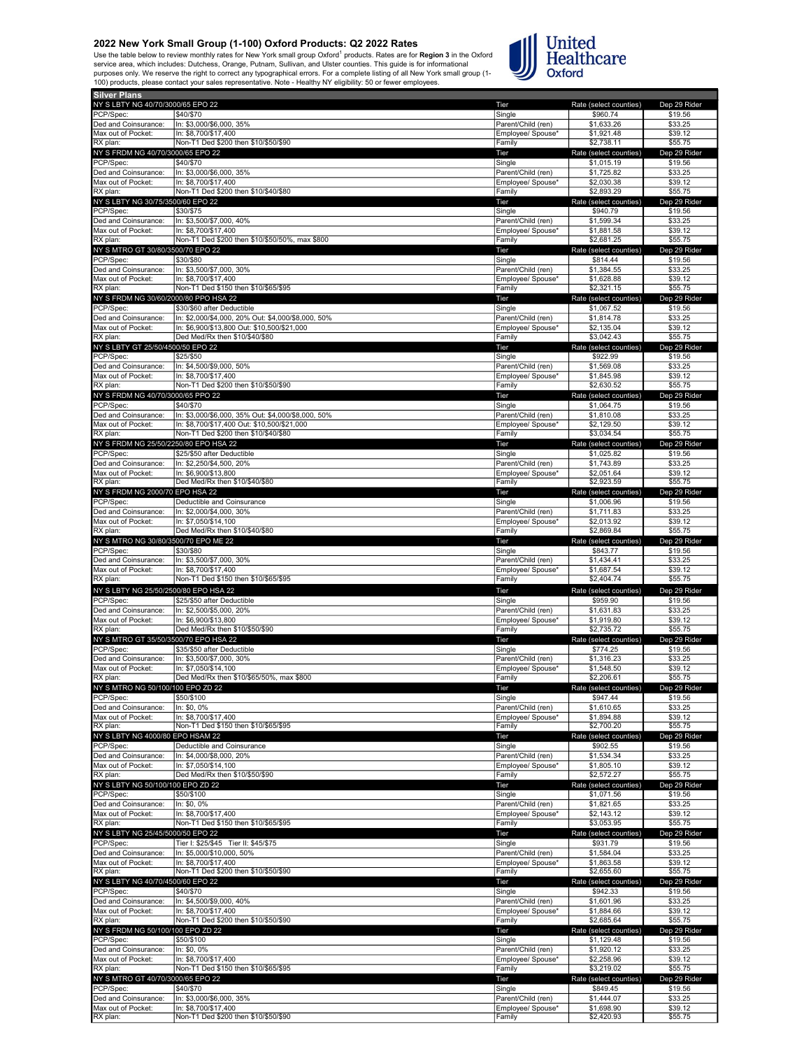## 2022 New York Small Group (1-100) Oxford Products: Q2 2022 Rates

Use the table below to review monthly rates for New York small group Oxford[1] products. Rates are for **Region 3** in the Oxford service area, which includes: Dutchess, Orange, Putnam, Sullivan, and Ulster counties. This guide is for informational purposes only. We reserve the right to correct any typographical errors. For a complete listing of all New York small group (1-100) products, please contact your sales representative. Note - Healthy NY eligibility: 50 or fewer employees.

**Silver Plans**

| NY S LBTY NG 40/70/3000/65 EPO 22 | | Tier | Rate (select counties) | Dep 29 Rider |
|---|---|---|---|---|
| PCP/Spec: | $40/$70 | Single | $960.74 | $19.56 |
| Ded and Coinsurance: | In: $3,000/$6,000, 35% | Parent/Child (ren) | $1,633.26 | $33.25 |
| Max out of Pocket: | In: $8,700/$17,400 | Employee/ Spouse* | $1,921.48 | $39.12 |
| RX plan: | Non-T1 Ded $200 then $10/$50/$90 | Family | $2,738.11 | $55.75 |
| **NY S FRDM NG 40/70/3000/65 EPO 22** | | Tier | Rate (select counties) | Dep 29 Rider |
| PCP/Spec: | $40/$70 | Single | $1,015.19 | $19.56 |
| Ded and Coinsurance: | In: $3,000/$6,000, 35% | Parent/Child (ren) | $1,725.82 | $33.25 |
| Max out of Pocket: | In: $8,700/$17,400 | Employee/ Spouse* | $2,030.38 | $39.12 |
| RX plan: | Non-T1 Ded $200 then $10/$40/$80 | Family | $2,893.29 | $55.75 |
| **NY S LBTY NG 30/75/3500/60 EPO 22** | | Tier | Rate (select counties) | Dep 29 Rider |
| PCP/Spec: | $30/$75 | Single | $940.79 | $19.56 |
| Ded and Coinsurance: | In: $3,500/$7,000, 40% | Parent/Child (ren) | $1,599.34 | $33.25 |
| Max out of Pocket: | In: $8,700/$17,400 | Employee/ Spouse* | $1,881.58 | $39.12 |
| RX plan: | Non-T1 Ded $200 then $10/$50/50%, max $800 | Family | $2,681.25 | $55.75 |
| **NY S MTRO GT 30/80/3500/70 EPO 22** | | Tier | Rate (select counties) | Dep 29 Rider |
| PCP/Spec: | $30/$80 | Single | $814.44 | $19.56 |
| Ded and Coinsurance: | In: $3,500/$7,000, 30% | Parent/Child (ren) | $1,384.55 | $33.25 |
| Max out of Pocket: | In: $8,700/$17,400 | Employee/ Spouse* | $1,628.88 | $39.12 |
| RX plan: | Non-T1 Ded $150 then $10/$65/$95 | Family | $2,321.15 | $55.75 |
| **NY S FRDM NG 30/60/2000/80 PPO HSA 22** | | Tier | Rate (select counties) | Dep 29 Rider |
| PCP/Spec: | $30/$60 after Deductible | Single | $1,067.52 | $19.56 |
| Ded and Coinsurance: | In: $2,000/$4,000, 20% Out: $4,000/$8,000, 50% | Parent/Child (ren) | $1,814.78 | $33.25 |
| Max out of Pocket: | In: $6,900/$13,800 Out: $10,500/$21,000 | Employee/ Spouse* | $2,135.04 | $39.12 |
| RX plan: | Ded Med/Rx then $10/$40/$80 | Family | $3,042.43 | $55.75 |
| **NY S LBTY GT 25/50/4500/50 EPO 22** | | Tier | Rate (select counties) | Dep 29 Rider |
| PCP/Spec: | $25/$50 | Single | $922.99 | $19.56 |
| Ded and Coinsurance: | In: $4,500/$9,000, 50% | Parent/Child (ren) | $1,569.08 | $33.25 |
| Max out of Pocket: | In: $8,700/$17,400 | Employee/ Spouse* | $1,845.98 | $39.12 |
| RX plan: | Non-T1 Ded $200 then $10/$50/$90 | Family | $2,630.52 | $55.75 |
| **NY S FRDM NG 40/70/3000/65 PPO 22** | | Tier | Rate (select counties) | Dep 29 Rider |
| PCP/Spec: | $40/$70 | Single | $1,064.75 | $19.56 |
| Ded and Coinsurance: | In: $3,000/$6,000, 35% Out: $4,000/$8,000, 50% | Parent/Child (ren) | $1,810.08 | $33.25 |
| Max out of Pocket: | In: $8,700/$17,400 Out: $10,500/$21,000 | Employee/ Spouse* | $2,129.50 | $39.12 |
| RX plan: | Non-T1 Ded $200 then $10/$40/$80 | Family | $3,034.54 | $55.75 |
| **NY S FRDM NG 25/50/2250/80 EPO HSA 22** | | Tier | Rate (select counties) | Dep 29 Rider |
| PCP/Spec: | $25/$50 after Deductible | Single | $1,025.82 | $19.56 |
| Ded and Coinsurance: | In: $2,250/$4,500, 20% | Parent/Child (ren) | $1,743.89 | $33.25 |
| Max out of Pocket: | In: $6,900/$13,800 | Employee/ Spouse* | $2,051.64 | $39.12 |
| RX plan: | Ded Med/Rx then $10/$40/$80 | Family | $2,923.59 | $55.75 |
| **NY S FRDM NG 2000/70 EPO HSA 22** | | Tier | Rate (select counties) | Dep 29 Rider |
| PCP/Spec: | Deductible and Coinsurance | Single | $1,006.96 | $19.56 |
| Ded and Coinsurance: | In: $2,000/$4,000, 30% | Parent/Child (ren) | $1,711.83 | $33.25 |
| Max out of Pocket: | In: $7,050/$14,100 | Employee/ Spouse* | $2,013.92 | $39.12 |
| RX plan: | Ded Med/Rx then $10/$40/$80 | Family | $2,869.84 | $55.75 |
| **NY S MTRO NG 30/80/3500/70 EPO ME 22** | | Tier | Rate (select counties) | Dep 29 Rider |
| PCP/Spec: | $30/$80 | Single | $843.77 | $19.56 |
| Ded and Coinsurance: | In: $3,500/$7,000, 30% | Parent/Child (ren) | $1,434.41 | $33.25 |
| Max out of Pocket: | In: $8,700/$17,400 | Employee/ Spouse* | $1,687.54 | $39.12 |
| RX plan: | Non-T1 Ded $150 then $10/$65/$95 | Family | $2,404.74 | $55.75 |
| **NY S LBTY NG 25/50/2500/80 EPO HSA 22** | | Tier | Rate (select counties) | Dep 29 Rider |
| PCP/Spec: | $25/$50 after Deductible | Single | $959.90 | $19.56 |
| Ded and Coinsurance: | In: $2,500/$5,000, 20% | Parent/Child (ren) | $1,631.83 | $33.25 |
| Max out of Pocket: | In: $6,900/$13,800 | Employee/ Spouse* | $1,919.80 | $39.12 |
| RX plan: | Ded Med/Rx then $10/$50/$90 | Family | $2,735.72 | $55.75 |
| **NY S MTRO GT 35/50/3500/70 EPO HSA 22** | | Tier | Rate (select counties) | Dep 29 Rider |
| PCP/Spec: | $35/$50 after Deductible | Single | $774.25 | $19.56 |
| Ded and Coinsurance: | In: $3,500/$7,000, 30% | Parent/Child (ren) | $1,316.23 | $33.25 |
| Max out of Pocket: | In: $7,050/$14,100 | Employee/ Spouse* | $1,548.50 | $39.12 |
| RX plan: | Ded Med/Rx then $10/$65/50%, max $800 | Family | $2,206.61 | $55.75 |
| **NY S MTRO NG 50/100/100 EPO ZD 22** | | Tier | Rate (select counties) | Dep 29 Rider |
| PCP/Spec: | $50/$100 | Single | $947.44 | $19.56 |
| Ded and Coinsurance: | In: $0, 0% | Parent/Child (ren) | $1,610.65 | $33.25 |
| Max out of Pocket: | In: $8,700/$17,400 | Employee/ Spouse* | $1,894.88 | $39.12 |
| RX plan: | Non-T1 Ded $150 then $10/$65/$95 | Family | $2,700.20 | $55.75 |
| **NY S LBTY NG 4000/80 EPO HSAM 22** | | Tier | Rate (select counties) | Dep 29 Rider |
| PCP/Spec: | Deductible and Coinsurance | Single | $902.55 | $19.56 |
| Ded and Coinsurance: | In: $4,000/$8,000, 20% | Parent/Child (ren) | $1,534.34 | $33.25 |
| Max out of Pocket: | In: $7,050/$14,100 | Employee/ Spouse* | $1,805.10 | $39.12 |
| RX plan: | Ded Med/Rx then $10/$50/$90 | Family | $2,572.27 | $55.75 |
| **NY S LBTY NG 50/100/100 EPO ZD 22** | | Tier | Rate (select counties) | Dep 29 Rider |
| PCP/Spec: | $50/$100 | Single | $1,071.56 | $19.56 |
| Ded and Coinsurance: | In: $0, 0% | Parent/Child (ren) | $1,821.65 | $33.25 |
| Max out of Pocket: | In: $8,700/$17,400 | Employee/ Spouse* | $2,143.12 | $39.12 |
| RX plan: | Non-T1 Ded $150 then $10/$65/$95 | Family | $3,053.95 | $55.75 |
| **NY S LBTY NG 25/45/5000/50 EPO 22** | | Tier | Rate (select counties) | Dep 29 Rider |
| PCP/Spec: | Tier I: $25/$45 Tier II: $45/$75 | Single | $931.79 | $19.56 |
| Ded and Coinsurance: | In: $5,000/$10,000, 50% | Parent/Child (ren) | $1,584.04 | $33.25 |
| Max out of Pocket: | In: $8,700/$17,400 | Employee/ Spouse* | $1,863.58 | $39.12 |
| RX plan: | Non-T1 Ded $200 then $10/$50/$90 | Family | $2,655.60 | $55.75 |
| **NY S LBTY NG 40/70/4500/60 EPO 22** | | Tier | Rate (select counties) | Dep 29 Rider |
| PCP/Spec: | $40/$70 | Single | $942.33 | $19.56 |
| Ded and Coinsurance: | In: $4,500/$9,000, 40% | Parent/Child (ren) | $1,601.96 | $33.25 |
| Max out of Pocket: | In: $8,700/$17,400 | Employee/ Spouse* | $1,884.66 | $39.12 |
| RX plan: | Non-T1 Ded $200 then $10/$50/$90 | Family | $2,685.64 | $55.75 |
| **NY S FRDM NG 50/100/100 EPO ZD 22** | | Tier | Rate (select counties) | Dep 29 Rider |
| PCP/Spec: | $50/$100 | Single | $1,129.48 | $19.56 |
| Ded and Coinsurance: | In: $0, 0% | Parent/Child (ren) | $1,920.12 | $33.25 |
| Max out of Pocket: | In: $8,700/$17,400 | Employee/ Spouse* | $2,258.96 | $39.12 |
| RX plan: | Non-T1 Ded $150 then $10/$65/$95 | Family | $3,219.02 | $55.75 |
| **NY S MTRO GT 40/70/3000/65 EPO 22** | | Tier | Rate (select counties) | Dep 29 Rider |
| PCP/Spec: | $40/$70 | Single | $849.45 | $19.56 |
| Ded and Coinsurance: | In: $3,000/$6,000, 35% | Parent/Child (ren) | $1,444.07 | $33.25 |
| Max out of Pocket: | In: $8,700/$17,400 | Employee/ Spouse* | $1,698.90 | $39.12 |
| RX plan: | Non-T1 Ded $200 then $10/$50/$90 | Family | $2,420.93 | $55.75 |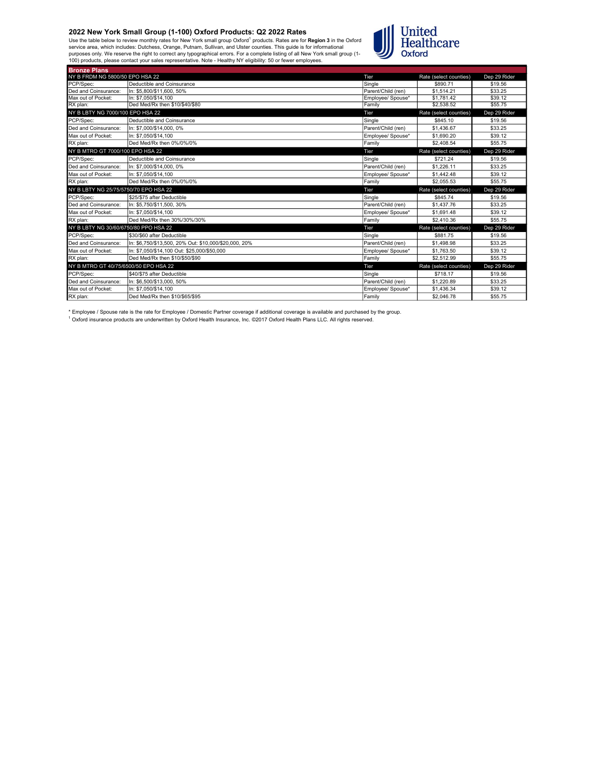## 2022 New York Small Group (1-100) Oxford Products: Q2 2022 Rates

Use the table below to review monthly rates for New York small group Oxford[1] products. Rates are for **Region 3** in the Oxford service area, which includes: Dutchess, Orange, Putnam, Sullivan, and Ulster counties. This guide is for informational purposes only. We reserve the right to correct any typographical errors. For a complete listing of all New York small group (1-100) products, please contact your sales representative. Note - Healthy NY eligibility: 50 or fewer employees.

United Healthcare Oxford

**Bronze Plans**

| | | | | |
|---|---|---|---|---|
| **NY B FRDM NG 5800/50 EPO HSA 22** | | **Tier** | **Rate (select counties)** | **Dep 29 Rider** |
| PCP/Spec: | Deductible and Coinsurance | Single | $890.71 | $19.56 |
| Ded and Coinsurance: | In: $5,800/$11,600, 50% | Parent/Child (ren) | $1,514.21 | $33.25 |
| Max out of Pocket: | In: $7,050/$14,100 | Employee/ Spouse* | $1,781.42 | $39.12 |
| RX plan: | Ded Med/Rx then $10/$40/$80 | Family | $2,538.52 | $55.75 |
| **NY B LBTY NG 7000/100 EPO HSA 22** | | **Tier** | **Rate (select counties)** | **Dep 29 Rider** |
| PCP/Spec: | Deductible and Coinsurance | Single | $845.10 | $19.56 |
| Ded and Coinsurance: | In: $7,000/$14,000, 0% | Parent/Child (ren) | $1,436.67 | $33.25 |
| Max out of Pocket: | In: $7,050/$14,100 | Employee/ Spouse* | $1,690.20 | $39.12 |
| RX plan: | Ded Med/Rx then 0%/0%/0% | Family | $2,408.54 | $55.75 |
| **NY B MTRO GT 7000/100 EPO HSA 22** | | **Tier** | **Rate (select counties)** | **Dep 29 Rider** |
| PCP/Spec: | Deductible and Coinsurance | Single | $721.24 | $19.56 |
| Ded and Coinsurance: | In: $7,000/$14,000, 0% | Parent/Child (ren) | $1,226.11 | $33.25 |
| Max out of Pocket: | In: $7,050/$14,100 | Employee/ Spouse* | $1,442.48 | $39.12 |
| RX plan: | Ded Med/Rx then 0%/0%/0% | Family | $2,055.53 | $55.75 |
| **NY B LBTY NG 25/75/5750/70 EPO HSA 22** | | **Tier** | **Rate (select counties)** | **Dep 29 Rider** |
| PCP/Spec: | $25/$75 after Deductible | Single | $845.74 | $19.56 |
| Ded and Coinsurance: | In: $5,750/$11,500, 30% | Parent/Child (ren) | $1,437.76 | $33.25 |
| Max out of Pocket: | In: $7,050/$14,100 | Employee/ Spouse* | $1,691.48 | $39.12 |
| RX plan: | Ded Med/Rx then 30%/30%/30% | Family | $2,410.36 | $55.75 |
| **NY B LBTY NG 30/60/6750/80 PPO HSA 22** | | **Tier** | **Rate (select counties)** | **Dep 29 Rider** |
| PCP/Spec: | $30/$60 after Deductible | Single | $881.75 | $19.56 |
| Ded and Coinsurance: | In: $6,750/$13,500, 20% Out: $10,000/$20,000, 20% | Parent/Child (ren) | $1,498.98 | $33.25 |
| Max out of Pocket: | In: $7,050/$14,100 Out: $25,000/$50,000 | Employee/ Spouse* | $1,763.50 | $39.12 |
| RX plan: | Ded Med/Rx then $10/$50/$90 | Family | $2,512.99 | $55.75 |
| **NY B MTRO GT 40/75/6500/50 EPO HSA 22** | | **Tier** | **Rate (select counties)** | **Dep 29 Rider** |
| PCP/Spec: | $40/$75 after Deductible | Single | $718.17 | $19.56 |
| Ded and Coinsurance: | In: $6,500/$13,000, 50% | Parent/Child (ren) | $1,220.89 | $33.25 |
| Max out of Pocket: | In: $7,050/$14,100 | Employee/ Spouse* | $1,436.34 | $39.12 |
| RX plan: | Ded Med/Rx then $10/$65/$95 | Family | $2,046.78 | $55.75 |

* Employee / Spouse rate is the rate for Employee / Domestic Partner coverage if additional coverage is available and purchased by the group.

[1] Oxford insurance products are underwritten by Oxford Health Insurance, Inc. ©2017 Oxford Health Plans LLC. All rights reserved.